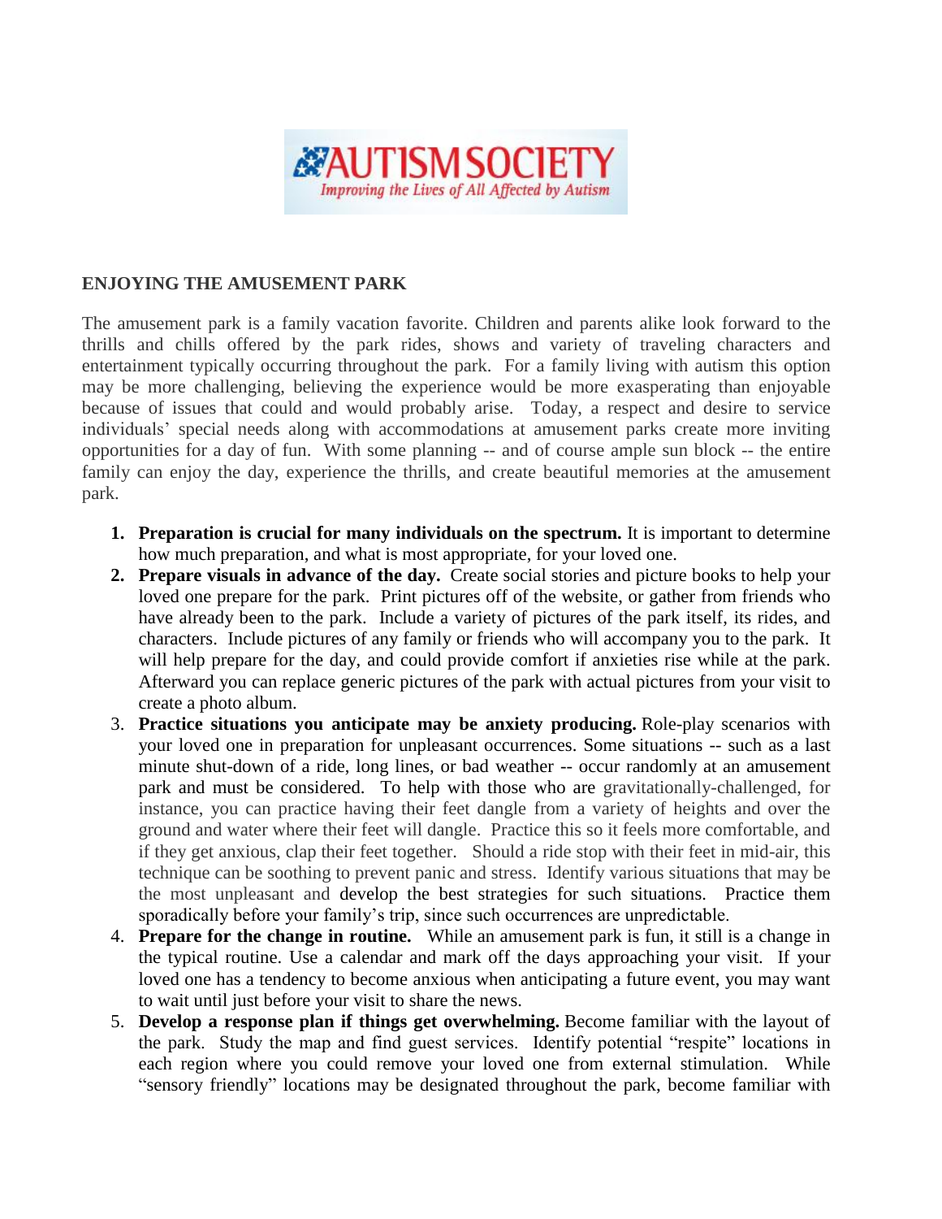AUTISM SOCIETY
*Improving the Lives of All Affected by Autism*

**ENJOYING THE AMUSEMENT PARK**

The amusement park is a family vacation favorite. Children and parents alike look forward to the thrills and chills offered by the park rides, shows and variety of traveling characters and entertainment typically occurring throughout the park. For a family living with autism this option may be more challenging, believing the experience would be more exasperating than enjoyable because of issues that could and would probably arise. Today, a respect and desire to service individuals' special needs along with accommodations at amusement parks create more inviting opportunities for a day of fun. With some planning -- and of course ample sun block -- the entire family can enjoy the day, experience the thrills, and create beautiful memories at the amusement park.

1. **Preparation is crucial for many individuals on the spectrum.** It is important to determine how much preparation, and what is most appropriate, for your loved one.
2. **Prepare visuals in advance of the day.** Create social stories and picture books to help your loved one prepare for the park. Print pictures off of the website, or gather from friends who have already been to the park. Include a variety of pictures of the park itself, its rides, and characters. Include pictures of any family or friends who will accompany you to the park. It will help prepare for the day, and could provide comfort if anxieties rise while at the park. Afterward you can replace generic pictures of the park with actual pictures from your visit to create a photo album.
3. **Practice situations you anticipate may be anxiety producing.** Role-play scenarios with your loved one in preparation for unpleasant occurrences. Some situations -- such as a last minute shut-down of a ride, long lines, or bad weather -- occur randomly at an amusement park and must be considered. To help with those who are gravitationally-challenged, for instance, you can practice having their feet dangle from a variety of heights and over the ground and water where their feet will dangle. Practice this so it feels more comfortable, and if they get anxious, clap their feet together. Should a ride stop with their feet in mid-air, this technique can be soothing to prevent panic and stress. Identify various situations that may be the most unpleasant and develop the best strategies for such situations. Practice them sporadically before your family's trip, since such occurrences are unpredictable.
4. **Prepare for the change in routine.** While an amusement park is fun, it still is a change in the typical routine. Use a calendar and mark off the days approaching your visit. If your loved one has a tendency to become anxious when anticipating a future event, you may want to wait until just before your visit to share the news.
5. **Develop a response plan if things get overwhelming.** Become familiar with the layout of the park. Study the map and find guest services. Identify potential "respite" locations in each region where you could remove your loved one from external stimulation. While "sensory friendly" locations may be designated throughout the park, become familiar with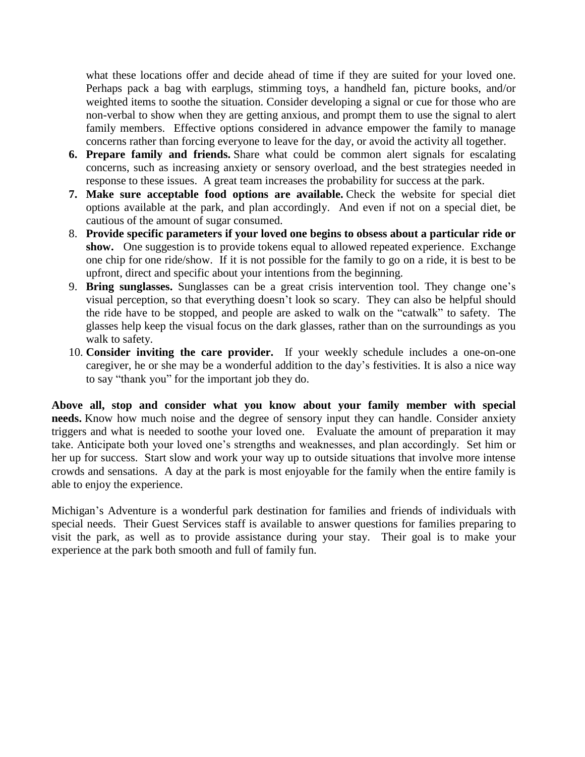what these locations offer and decide ahead of time if they are suited for your loved one. Perhaps pack a bag with earplugs, stimming toys, a handheld fan, picture books, and/or weighted items to soothe the situation. Consider developing a signal or cue for those who are non-verbal to show when they are getting anxious, and prompt them to use the signal to alert family members. Effective options considered in advance empower the family to manage concerns rather than forcing everyone to leave for the day, or avoid the activity all together.

6. **Prepare family and friends.** Share what could be common alert signals for escalating concerns, such as increasing anxiety or sensory overload, and the best strategies needed in response to these issues. A great team increases the probability for success at the park.
7. **Make sure acceptable food options are available.** Check the website for special diet options available at the park, and plan accordingly. And even if not on a special diet, be cautious of the amount of sugar consumed.
8. **Provide specific parameters if your loved one begins to obsess about a particular ride or show.** One suggestion is to provide tokens equal to allowed repeated experience. Exchange one chip for one ride/show. If it is not possible for the family to go on a ride, it is best to be upfront, direct and specific about your intentions from the beginning.
9. **Bring sunglasses.** Sunglasses can be a great crisis intervention tool. They change one's visual perception, so that everything doesn't look so scary. They can also be helpful should the ride have to be stopped, and people are asked to walk on the "catwalk" to safety. The glasses help keep the visual focus on the dark glasses, rather than on the surroundings as you walk to safety.
10. **Consider inviting the care provider.** If your weekly schedule includes a one-on-one caregiver, he or she may be a wonderful addition to the day's festivities. It is also a nice way to say "thank you" for the important job they do.

**Above all, stop and consider what you know about your family member with special needs.** Know how much noise and the degree of sensory input they can handle. Consider anxiety triggers and what is needed to soothe your loved one. Evaluate the amount of preparation it may take. Anticipate both your loved one's strengths and weaknesses, and plan accordingly. Set him or her up for success. Start slow and work your way up to outside situations that involve more intense crowds and sensations. A day at the park is most enjoyable for the family when the entire family is able to enjoy the experience.

Michigan's Adventure is a wonderful park destination for families and friends of individuals with special needs. Their Guest Services staff is available to answer questions for families preparing to visit the park, as well as to provide assistance during your stay. Their goal is to make your experience at the park both smooth and full of family fun.